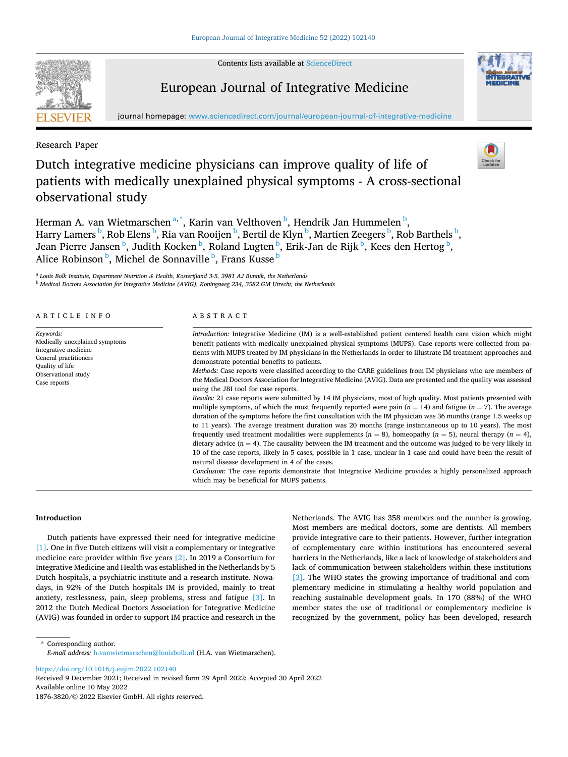Research Paper

# Dutch integrative medicine physicians can improve quality of life of patients with medically unexplained physical symptoms - A cross-sectional observational study

Herman A. van Wietmarschen[a,*], Karin van Velthoven[b], Hendrik Jan Hummelen[b], Harry Lamers[b], Rob Elens[b], Ria van Rooijen[b], Bertil de Klyn[b], Martien Zeegers[b], Rob Barthels[b], Jean Pierre Jansen[b], Judith Kocken[b], Roland Lugten[b], Erik-Jan de Rijk[b], Kees den Hertog[b], Alice Robinson[b], Michel de Sonnaville[b], Frans Kusse[b]

[a] *Louis Bolk Institute, Department Nutrition & Health, Kosterijland 3-5, 3981 AJ Bunnik, the Netherlands*
[b] *Medical Doctors Association for Integrative Medicine (AVIG), Koningsweg 234, 3582 GM Utrecht, the Netherlands*

## ARTICLE INFO

*Keywords:*
Medically unexplained symptoms
Integrative medicine
General practitioners
Quality of life
Observational study
Case reports

## ABSTRACT

*Introduction:* Integrative Medicine (IM) is a well-established patient centered health care vision which might benefit patients with medically unexplained physical symptoms (MUPS). Case reports were collected from patients with MUPS treated by IM physicians in the Netherlands in order to illustrate IM treatment approaches and demonstrate potential benefits to patients.

*Methods:* Case reports were classified according to the CARE guidelines from IM physicians who are members of the Medical Doctors Association for Integrative Medicine (AVIG). Data are presented and the quality was assessed using the JBI tool for case reports.

*Results:* 21 case reports were submitted by 14 IM physicians, most of high quality. Most patients presented with multiple symptoms, of which the most frequently reported were pain ($n = 14$) and fatigue ($n = 7$). The average duration of the symptoms before the first consultation with the IM physician was 36 months (range 1.5 weeks up to 11 years). The average treatment duration was 20 months (range instantaneous up to 10 years). The most frequently used treatment modalities were supplements ($n = 8$), homeopathy ($n = 5$), neural therapy ($n = 4$), dietary advice ($n = 4$). The causality between the IM treatment and the outcome was judged to be very likely in 10 of the case reports, likely in 5 cases, possible in 1 case, unclear in 1 case and could have been the result of natural disease development in 4 of the cases.

*Conclusion:* The case reports demonstrate that Integrative Medicine provides a highly personalized approach which may be beneficial for MUPS patients.

## Introduction

Dutch patients have expressed their need for integrative medicine [1]. One in five Dutch citizens will visit a complementary or integrative medicine care provider within five years [2]. In 2019 a Consortium for Integrative Medicine and Health was established in the Netherlands by 5 Dutch hospitals, a psychiatric institute and a research institute. Nowadays, in 92% of the Dutch hospitals IM is provided, mainly to treat anxiety, restlessness, pain, sleep problems, stress and fatigue [3]. In 2012 the Dutch Medical Doctors Association for Integrative Medicine (AVIG) was founded in order to support IM practice and research in the Netherlands. The AVIG has 358 members and the number is growing. Most members are medical doctors, some are dentists. All members provide integrative care to their patients. However, further integration of complementary care within institutions has encountered several barriers in the Netherlands, like a lack of knowledge of stakeholders and lack of communication between stakeholders within these institutions [3]. The WHO states the growing importance of traditional and complementary medicine in stimulating a healthy world population and reaching sustainable development goals. In 170 (88%) of the WHO member states the use of traditional or complementary medicine is recognized by the government, policy has been developed, research

\* Corresponding author.
*E-mail address:* h.vanwietmarschen@louisbolk.nl (H.A. van Wietmarschen).

https://doi.org/10.1016/j.eujim.2022.102140
Received 9 December 2021; Received in revised form 29 April 2022; Accepted 30 April 2022
Available online 10 May 2022
1876-3820/© 2022 Elsevier GmbH. All rights reserved.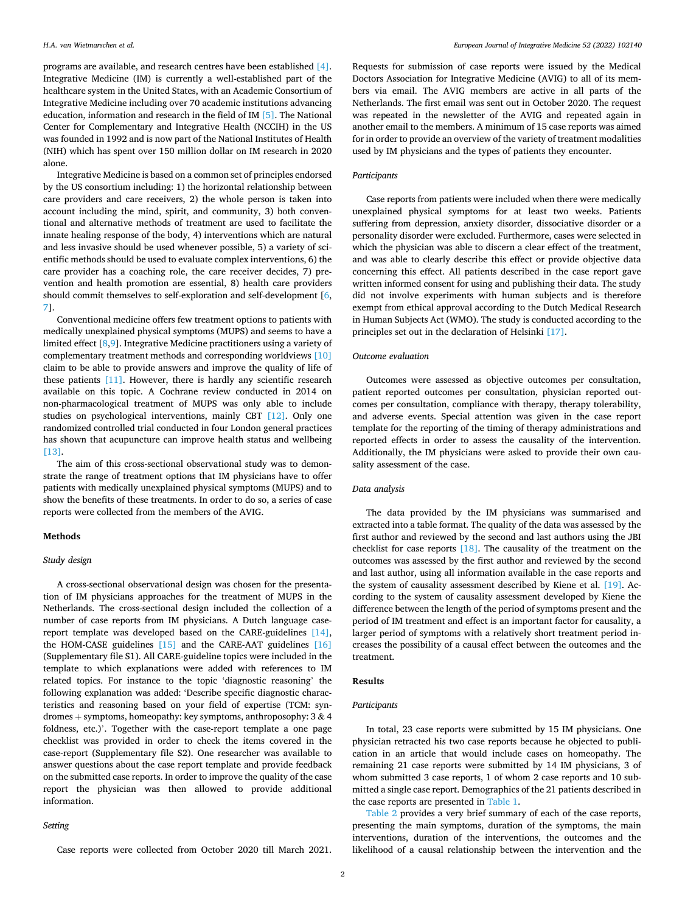programs are available, and research centres have been established [4]. Integrative Medicine (IM) is currently a well-established part of the healthcare system in the United States, with an Academic Consortium of Integrative Medicine including over 70 academic institutions advancing education, information and research in the field of IM [5]. The National Center for Complementary and Integrative Health (NCCIH) in the US was founded in 1992 and is now part of the National Institutes of Health (NIH) which has spent over 150 million dollar on IM research in 2020 alone.

Integrative Medicine is based on a common set of principles endorsed by the US consortium including: 1) the horizontal relationship between care providers and care receivers, 2) the whole person is taken into account including the mind, spirit, and community, 3) both conventional and alternative methods of treatment are used to facilitate the innate healing response of the body, 4) interventions which are natural and less invasive should be used whenever possible, 5) a variety of scientific methods should be used to evaluate complex interventions, 6) the care provider has a coaching role, the care receiver decides, 7) prevention and health promotion are essential, 8) health care providers should commit themselves to self-exploration and self-development [6,7].

Conventional medicine offers few treatment options to patients with medically unexplained physical symptoms (MUPS) and seems to have a limited effect [8,9]. Integrative Medicine practitioners using a variety of complementary treatment methods and corresponding worldviews [10] claim to be able to provide answers and improve the quality of life of these patients [11]. However, there is hardly any scientific research available on this topic. A Cochrane review conducted in 2014 on non-pharmacological treatment of MUPS was only able to include studies on psychological interventions, mainly CBT [12]. Only one randomized controlled trial conducted in four London general practices has shown that acupuncture can improve health status and wellbeing [13].

The aim of this cross-sectional observational study was to demonstrate the range of treatment options that IM physicians have to offer patients with medically unexplained physical symptoms (MUPS) and to show the benefits of these treatments. In order to do so, a series of case reports were collected from the members of the AVIG.

## Methods

### *Study design*

A cross-sectional observational design was chosen for the presentation of IM physicians approaches for the treatment of MUPS in the Netherlands. The cross-sectional design included the collection of a number of case reports from IM physicians. A Dutch language case-report template was developed based on the CARE-guidelines [14], the HOM-CASE guidelines [15] and the CARE-AAT guidelines [16] (Supplementary file S1). All CARE-guideline topics were included in the template to which explanations were added with references to IM related topics. For instance to the topic 'diagnostic reasoning' the following explanation was added: 'Describe specific diagnostic characteristics and reasoning based on your field of expertise (TCM: syndromes + symptoms, homeopathy: key symptoms, anthroposophy: 3 & 4 foldness, etc.)'. Together with the case-report template a one page checklist was provided in order to check the items covered in the case-report (Supplementary file S2). One researcher was available to answer questions about the case report template and provide feedback on the submitted case reports. In order to improve the quality of the case report the physician was then allowed to provide additional information.

### *Setting*

Case reports were collected from October 2020 till March 2021. Requests for submission of case reports were issued by the Medical Doctors Association for Integrative Medicine (AVIG) to all of its members via email. The AVIG members are active in all parts of the Netherlands. The first email was sent out in October 2020. The request was repeated in the newsletter of the AVIG and repeated again in another email to the members. A minimum of 15 case reports was aimed for in order to provide an overview of the variety of treatment modalities used by IM physicians and the types of patients they encounter.

### *Participants*

Case reports from patients were included when there were medically unexplained physical symptoms for at least two weeks. Patients suffering from depression, anxiety disorder, dissociative disorder or a personality disorder were excluded. Furthermore, cases were selected in which the physician was able to discern a clear effect of the treatment, and was able to clearly describe this effect or provide objective data concerning this effect. All patients described in the case report gave written informed consent for using and publishing their data. The study did not involve experiments with human subjects and is therefore exempt from ethical approval according to the Dutch Medical Research in Human Subjects Act (WMO). The study is conducted according to the principles set out in the declaration of Helsinki [17].

### *Outcome evaluation*

Outcomes were assessed as objective outcomes per consultation, patient reported outcomes per consultation, physician reported outcomes per consultation, compliance with therapy, therapy tolerability, and adverse events. Special attention was given in the case report template for the reporting of the timing of therapy administrations and reported effects in order to assess the causality of the intervention. Additionally, the IM physicians were asked to provide their own causality assessment of the case.

### *Data analysis*

The data provided by the IM physicians was summarised and extracted into a table format. The quality of the data was assessed by the first author and reviewed by the second and last authors using the JBI checklist for case reports [18]. The causality of the treatment on the outcomes was assessed by the first author and reviewed by the second and last author, using all information available in the case reports and the system of causality assessment described by Kiene et al. [19]. According to the system of causality assessment developed by Kiene the difference between the length of the period of symptoms present and the period of IM treatment and effect is an important factor for causality, a larger period of symptoms with a relatively short treatment period increases the possibility of a causal effect between the outcomes and the treatment.

## Results

### *Participants*

In total, 23 case reports were submitted by 15 IM physicians. One physician retracted his two case reports because he objected to publication in an article that would include cases on homeopathy. The remaining 21 case reports were submitted by 14 IM physicians, 3 of whom submitted 3 case reports, 1 of whom 2 case reports and 10 submitted a single case report. Demographics of the 21 patients described in the case reports are presented in Table 1.

Table 2 provides a very brief summary of each of the case reports, presenting the main symptoms, duration of the symptoms, the main interventions, duration of the interventions, the outcomes and the likelihood of a causal relationship between the intervention and the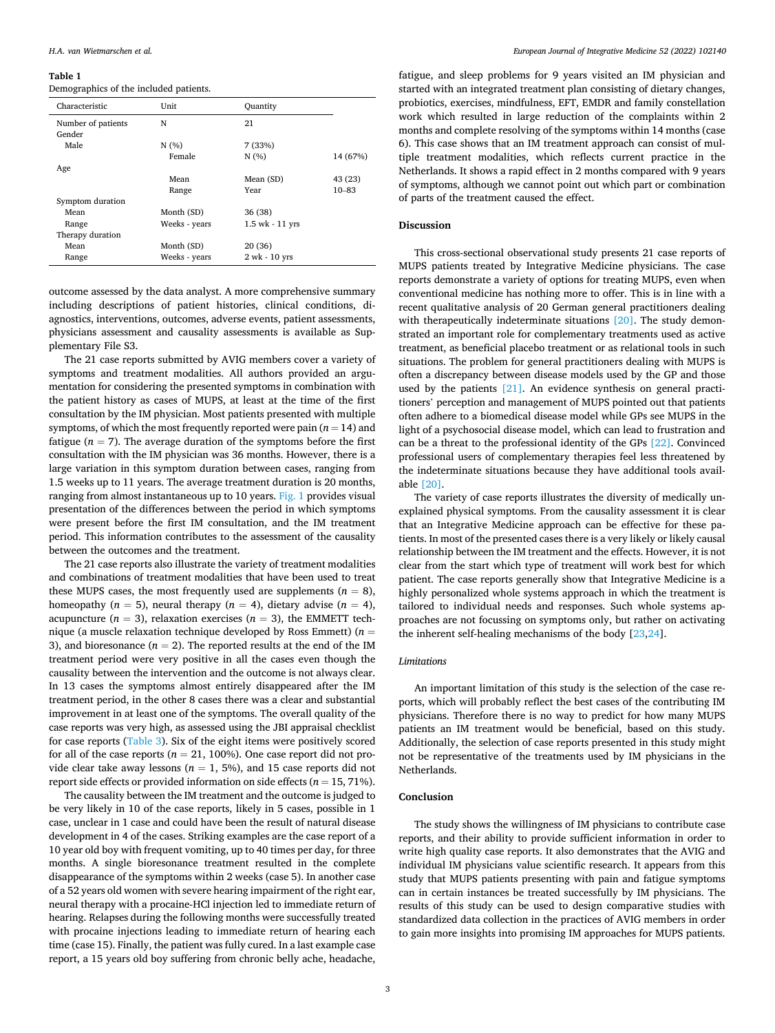**Table 1**
Demographics of the included patients.

| Characteristic | Unit | Quantity |
|---|---|---|
| Number of patients | N | 21 |
| Gender | | |
| Male | N (%) | 7 (33%) |
| Female | N (%) | 14 (67%) |
| Age | | |
| Mean | Mean (SD) | 43 (23) |
| Range | Year | 10–83 |
| Symptom duration | | |
| Mean | Month (SD) | 36 (38) |
| Range | Weeks - years | 1.5 wk - 11 yrs |
| Therapy duration | | |
| Mean | Month (SD) | 20 (36) |
| Range | Weeks - years | 2 wk - 10 yrs |

outcome assessed by the data analyst. A more comprehensive summary including descriptions of patient histories, clinical conditions, diagnostics, interventions, outcomes, adverse events, patient assessments, physicians assessment and causality assessments is available as Supplementary File S3.

The 21 case reports submitted by AVIG members cover a variety of symptoms and treatment modalities. All authors provided an argumentation for considering the presented symptoms in combination with the patient history as cases of MUPS, at least at the time of the first consultation by the IM physician. Most patients presented with multiple symptoms, of which the most frequently reported were pain ($n = 14$) and fatigue ($n = 7$). The average duration of the symptoms before the first consultation with the IM physician was 36 months. However, there is a large variation in this symptom duration between cases, ranging from 1.5 weeks up to 11 years. The average treatment duration is 20 months, ranging from almost instantaneous up to 10 years. Fig. 1 provides visual presentation of the differences between the period in which symptoms were present before the first IM consultation, and the IM treatment period. This information contributes to the assessment of the causality between the outcomes and the treatment.

The 21 case reports also illustrate the variety of treatment modalities and combinations of treatment modalities that have been used to treat these MUPS cases, the most frequently used are supplements ($n = 8$), homeopathy ($n = 5$), neural therapy ($n = 4$), dietary advise ($n = 4$), acupuncture ($n = 3$), relaxation exercises ($n = 3$), the EMMETT technique (a muscle relaxation technique developed by Ross Emmett) ($n = 3$), and bioresonance ($n = 2$). The reported results at the end of the IM treatment period were very positive in all the cases even though the causality between the intervention and the outcome is not always clear. In 13 cases the symptoms almost entirely disappeared after the IM treatment period, in the other 8 cases there was a clear and substantial improvement in at least one of the symptoms. The overall quality of the case reports was very high, as assessed using the JBI appraisal checklist for case reports (Table 3). Six of the eight items were positively scored for all of the case reports ($n = 21$, 100%). One case report did not provide clear take away lessons ($n = 1$, 5%), and 15 case reports did not report side effects or provided information on side effects ($n = 15$, 71%).

The causality between the IM treatment and the outcome is judged to be very likely in 10 of the case reports, likely in 5 cases, possible in 1 case, unclear in 1 case and could have been the result of natural disease development in 4 of the cases. Striking examples are the case report of a 10 year old boy with frequent vomiting, up to 40 times per day, for three months. A single bioresonance treatment resulted in the complete disappearance of the symptoms within 2 weeks (case 5). In another case of a 52 years old women with severe hearing impairment of the right ear, neural therapy with a procaine-HCl injection led to immediate return of hearing. Relapses during the following months were successfully treated with procaine injections leading to immediate return of hearing each time (case 15). Finally, the patient was fully cured. In a last example case report, a 15 years old boy suffering from chronic belly ache, headache, fatigue, and sleep problems for 9 years visited an IM physician and started with an integrated treatment plan consisting of dietary changes, probiotics, exercises, mindfulness, EFT, EMDR and family constellation work which resulted in large reduction of the complaints within 2 months and complete resolving of the symptoms within 14 months (case 6). This case shows that an IM treatment approach can consist of multiple treatment modalities, which reflects current practice in the Netherlands. It shows a rapid effect in 2 months compared with 9 years of symptoms, although we cannot point out which part or combination of parts of the treatment caused the effect.

## Discussion

This cross-sectional observational study presents 21 case reports of MUPS patients treated by Integrative Medicine physicians. The case reports demonstrate a variety of options for treating MUPS, even when conventional medicine has nothing more to offer. This is in line with a recent qualitative analysis of 20 German general practitioners dealing with therapeutically indeterminate situations [20]. The study demonstrated an important role for complementary treatments used as active treatment, as beneficial placebo treatment or as relational tools in such situations. The problem for general practitioners dealing with MUPS is often a discrepancy between disease models used by the GP and those used by the patients [21]. An evidence synthesis on general practitioners' perception and management of MUPS pointed out that patients often adhere to a biomedical disease model while GPs see MUPS in the light of a psychosocial disease model, which can lead to frustration and can be a threat to the professional identity of the GPs [22]. Convinced professional users of complementary therapies feel less threatened by the indeterminate situations because they have additional tools available [20].

The variety of case reports illustrates the diversity of medically unexplained physical symptoms. From the causality assessment it is clear that an Integrative Medicine approach can be effective for these patients. In most of the presented cases there is a very likely or likely causal relationship between the IM treatment and the effects. However, it is not clear from the start which type of treatment will work best for which patient. The case reports generally show that Integrative Medicine is a highly personalized whole systems approach in which the treatment is tailored to individual needs and responses. Such whole systems approaches are not focussing on symptoms only, but rather on activating the inherent self-healing mechanisms of the body [23,24].

### *Limitations*

An important limitation of this study is the selection of the case reports, which will probably reflect the best cases of the contributing IM physicians. Therefore there is no way to predict for how many MUPS patients an IM treatment would be beneficial, based on this study. Additionally, the selection of case reports presented in this study might not be representative of the treatments used by IM physicians in the Netherlands.

## Conclusion

The study shows the willingness of IM physicians to contribute case reports, and their ability to provide sufficient information in order to write high quality case reports. It also demonstrates that the AVIG and individual IM physicians value scientific research. It appears from this study that MUPS patients presenting with pain and fatigue symptoms can in certain instances be treated successfully by IM physicians. The results of this study can be used to design comparative studies with standardized data collection in the practices of AVIG members in order to gain more insights into promising IM approaches for MUPS patients.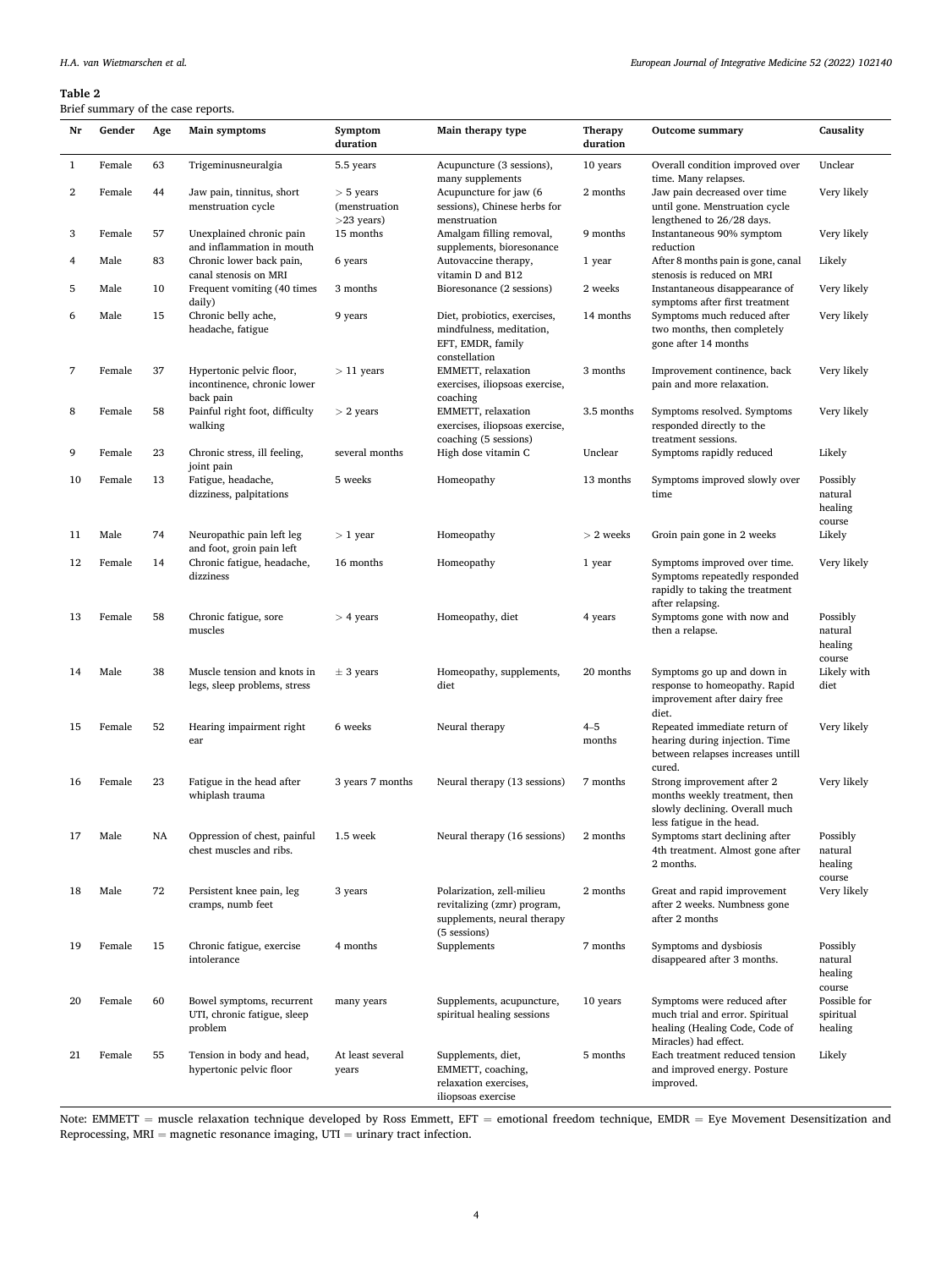**Table 2**
Brief summary of the case reports.

| Nr | Gender | Age | Main symptoms | Symptom duration | Main therapy type | Therapy duration | Outcome summary | Causality |
|---|---|---|---|---|---|---|---|---|
| 1 | Female | 63 | Trigeminusneuralgia | 5.5 years | Acupuncture (3 sessions), many supplements | 10 years | Overall condition improved over time. Many relapses. | Unclear |
| 2 | Female | 44 | Jaw pain, tinnitus, short menstruation cycle | > 5 years (menstruation >23 years) | Acupuncture for jaw (6 sessions), Chinese herbs for menstruation | 2 months | Jaw pain decreased over time until gone. Menstruation cycle lengthened to 26/28 days. | Very likely |
| 3 | Female | 57 | Unexplained chronic pain and inflammation in mouth | 15 months | Amalgam filling removal, supplements, bioresonance | 9 months | Instantaneous 90% symptom reduction | Very likely |
| 4 | Male | 83 | Chronic lower back pain, canal stenosis on MRI | 6 years | Autovaccine therapy, vitamin D and B12 | 1 year | After 8 months pain is gone, canal stenosis is reduced on MRI | Likely |
| 5 | Male | 10 | Frequent vomiting (40 times daily) | 3 months | Bioresonance (2 sessions) | 2 weeks | Instantaneous disappearance of symptoms after first treatment | Very likely |
| 6 | Male | 15 | Chronic belly ache, headache, fatigue | 9 years | Diet, probiotics, exercises, mindfulness, meditation, EFT, EMDR, family constellation | 14 months | Symptoms much reduced after two months, then completely gone after 14 months | Very likely |
| 7 | Female | 37 | Hypertonic pelvic floor, incontinence, chronic lower back pain | > 11 years | EMMETT, relaxation exercises, iliopsoas exercise, coaching | 3 months | Improvement continence, back pain and more relaxation. | Very likely |
| 8 | Female | 58 | Painful right foot, difficulty walking | > 2 years | EMMETT, relaxation exercises, iliopsoas exercise, coaching (5 sessions) | 3.5 months | Symptoms resolved. Symptoms responded directly to the treatment sessions. | Very likely |
| 9 | Female | 23 | Chronic stress, ill feeling, joint pain | several months | High dose vitamin C | Unclear | Symptoms rapidly reduced | Likely |
| 10 | Female | 13 | Fatigue, headache, dizziness, palpitations | 5 weeks | Homeopathy | 13 months | Symptoms improved slowly over time | Possibly natural healing course |
| 11 | Male | 74 | Neuropathic pain left leg and foot, groin pain left | > 1 year | Homeopathy | > 2 weeks | Groin pain gone in 2 weeks | Likely |
| 12 | Female | 14 | Chronic fatigue, headache, dizziness | 16 months | Homeopathy | 1 year | Symptoms improved over time. Symptoms repeatedly responded rapidly to taking the treatment after relapsing. | Very likely |
| 13 | Female | 58 | Chronic fatigue, sore muscles | > 4 years | Homeopathy, diet | 4 years | Symptoms gone with now and then a relapse. | Possibly natural healing course |
| 14 | Male | 38 | Muscle tension and knots in legs, sleep problems, stress | ± 3 years | Homeopathy, supplements, diet | 20 months | Symptoms go up and down in response to homeopathy. Rapid improvement after dairy free diet. | Likely with diet |
| 15 | Female | 52 | Hearing impairment right ear | 6 weeks | Neural therapy | 4–5 months | Repeated immediate return of hearing during injection. Time between relapses increases untill cured. | Very likely |
| 16 | Female | 23 | Fatigue in the head after whiplash trauma | 3 years 7 months | Neural therapy (13 sessions) | 7 months | Strong improvement after 2 months weekly treatment, then slowly declining. Overall much less fatigue in the head. | Very likely |
| 17 | Male | NA | Oppression of chest, painful chest muscles and ribs. | 1.5 week | Neural therapy (16 sessions) | 2 months | Symptoms start declining after 4th treatment. Almost gone after 2 months. | Possibly natural healing course |
| 18 | Male | 72 | Persistent knee pain, leg cramps, numb feet | 3 years | Polarization, zell-milieu revitalizing (zmr) program, supplements, neural therapy (5 sessions) | 2 months | Great and rapid improvement after 2 weeks. Numbness gone after 2 months | Very likely |
| 19 | Female | 15 | Chronic fatigue, exercise intolerance | 4 months | Supplements | 7 months | Symptoms and dysbiosis disappeared after 3 months. | Possibly natural healing course |
| 20 | Female | 60 | Bowel symptoms, recurrent UTI, chronic fatigue, sleep problem | many years | Supplements, acupuncture, spiritual healing sessions | 10 years | Symptoms were reduced after much trial and error. Spiritual healing (Healing Code, Code of Miracles) had effect. | Possible for spiritual healing |
| 21 | Female | 55 | Tension in body and head, hypertonic pelvic floor | At least several years | Supplements, diet, EMMETT, coaching, relaxation exercises, iliopsoas exercise | 5 months | Each treatment reduced tension and improved energy. Posture improved. | Likely |

Note: EMMETT = muscle relaxation technique developed by Ross Emmett, EFT = emotional freedom technique, EMDR = Eye Movement Desensitization and Reprocessing, MRI = magnetic resonance imaging, UTI = urinary tract infection.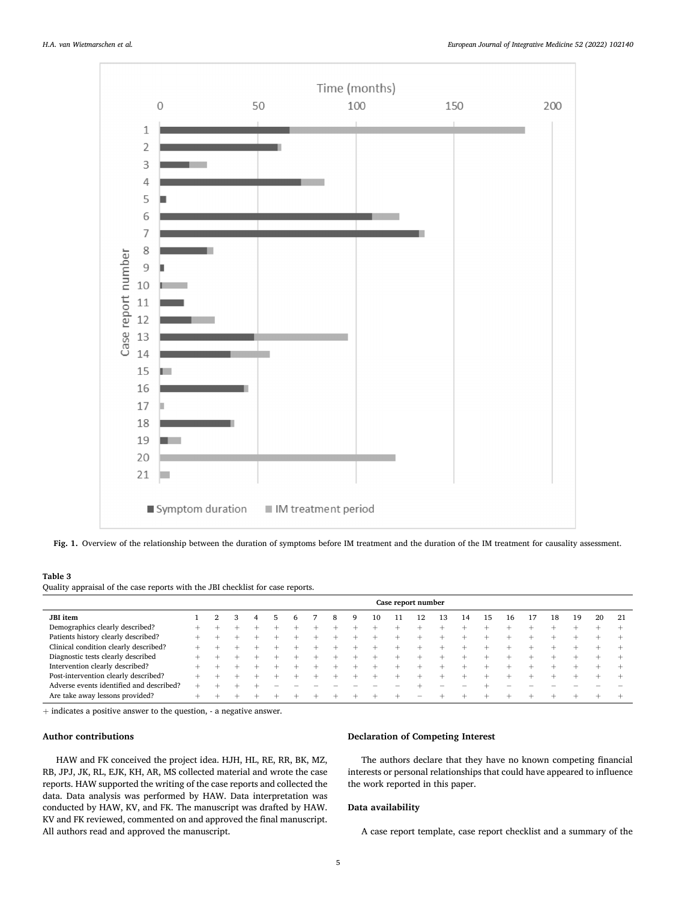**Fig. 1.** Overview of the relationship between the duration of symptoms before IM treatment and the duration of the IM treatment for causality assessment.

**Table 3**
Quality appraisal of the case reports with the JBI checklist for case reports.

| | Case report number | | | | | | | | | | | | | | | | | | | | |
|---|---|---|---|---|---|---|---|---|---|---|---|---|---|---|---|---|---|---|---|---|---|
| **JBI item** | 1 | 2 | 3 | 4 | 5 | 6 | 7 | 8 | 9 | 10 | 11 | 12 | 13 | 14 | 15 | 16 | 17 | 18 | 19 | 20 | 21 |
| Demographics clearly described? | + | + | + | + | + | + | + | + | + | + | + | + | + | + | + | + | + | + | + | + | + |
| Patients history clearly described? | + | + | + | + | + | + | + | + | + | + | + | + | + | + | + | + | + | + | + | + | + |
| Clinical condition clearly described? | + | + | + | + | + | + | + | + | + | + | + | + | + | + | + | + | + | + | + | + | + |
| Diagnostic tests clearly described | + | + | + | + | + | + | + | + | + | + | + | + | + | + | + | + | + | + | + | + | + |
| Intervention clearly described? | + | + | + | + | + | + | + | + | + | + | + | + | + | + | + | + | + | + | + | + | + |
| Post-intervention clearly described? | + | + | + | + | + | + | + | + | + | + | + | + | + | + | + | + | + | + | + | + | + |
| Adverse events identified and described? | + | + | + | + | − | − | − | − | − | − | − | + | − | − | + | − | − | − | − | − | − |
| Are take away lessons provided? | + | + | + | + | + | + | + | + | + | + | + | − | + | + | + | + | + | + | + | + | + |

+ indicates a positive answer to the question, - a negative answer.

## Author contributions

HAW and FK conceived the project idea. HJH, HL, RE, RR, BK, MZ, RB, JPJ, JK, RL, EJK, KH, AR, MS collected material and wrote the case reports. HAW supported the writing of the case reports and collected the data. Data analysis was performed by HAW. Data interpretation was conducted by HAW, KV, and FK. The manuscript was drafted by HAW. KV and FK reviewed, commented on and approved the final manuscript. All authors read and approved the manuscript.

## Declaration of Competing Interest

The authors declare that they have no known competing financial interests or personal relationships that could have appeared to influence the work reported in this paper.

## Data availability

A case report template, case report checklist and a summary of the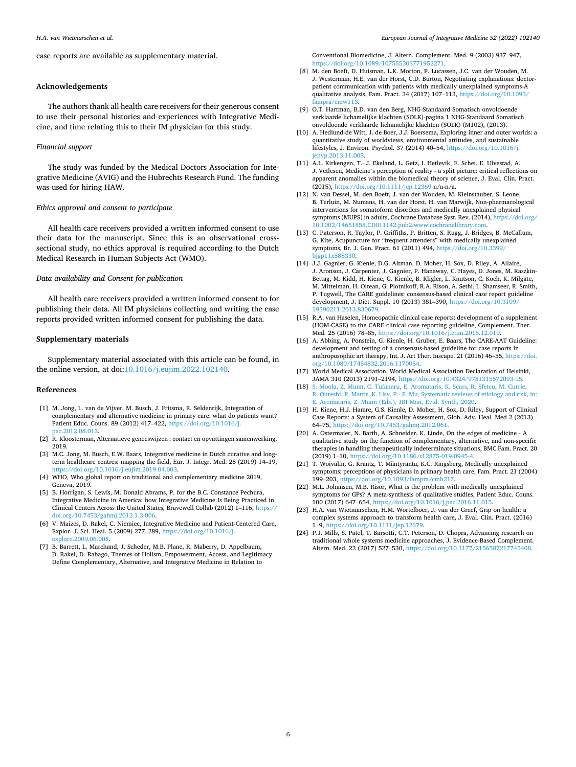case reports are available as supplementary material.

## Acknowledgements

The authors thank all health care receivers for their generous consent to use their personal histories and experiences with Integrative Medicine, and time relating this to their IM physician for this study.

### *Financial support*

The study was funded by the Medical Doctors Association for Integrative Medicine (AVIG) and the Hubrechts Research Fund. The funding was used for hiring HAW.

### *Ethics approval and consent to participate*

All health care receivers provided a written informed consent to use their data for the manuscript. Since this is an observational cross-sectional study, no ethics approval is required according to the Dutch Medical Research in Human Subjects Act (WMO).

### *Data availability and Consent for publication*

All health care receivers provided a written informed consent to for publishing their data. All IM physicians collecting and writing the case reports provided written informed consent for publishing the data.

## Supplementary materials

Supplementary material associated with this article can be found, in the online version, at doi:10.1016/j.eujim.2022.102140.

## References

[1] M. Jong, L. van de Vijver, M. Busch, J. Fritsma, R. Seldenrijk, Integration of complementary and alternative medicine in primary care: what do patients want? Patient Educ. Couns. 89 (2012) 417–422, https://doi.org/10.1016/j.pec.2012.08.013.

[2] R. Kloosterman, Alternatieve geneeswijzen : contact en opvattingen samenwerking, 2019.

[3] M.C. Jong, M. Busch, E.W. Baars, Integrative medicine in Dutch curative and long-term healthcare centres: mapping the field, Eur. J. Integr. Med. 28 (2019) 14–19, https://doi.org/10.1016/j.eujim.2019.04.003.

[4] WHO, Who global report on traditional and complementary medicine 2019, Geneva, 2019.

[5] B. Horrigan, S. Lewis, M. Donald Abrams, P. for the B.C. Constance Pechura, Integrative Medicine in America: how Integrative Medicine Is Being Practiced in Clinical Centers Across the United States, Bravewell Collab (2012) 1–116, https://doi.org/10.7453/gahmj.2012.1.3.006.

[6] V. Maizes, D. Rakel, C. Niemiec, Integrative Medicine and Patient-Centered Care, Explor. J. Sci. Heal. 5 (2009) 277–289, https://doi.org/10.1016/j.explore.2009.06.008.

[7] B. Barrett, L. Marchand, J. Scheder, M.B. Plane, R. Maberry, D. Appelbaum, D. Rakel, D. Rabago, Themes of Holism, Empowerment, Access, and Legitimacy Define Complementary, Alternative, and Integrative Medicine in Relation to Conventional Biomedicine, J. Altern. Complement. Med. 9 (2003) 937–947, https://doi.org/10.1089/107555303771952271.

[8] M. den Boeft, D. Huisman, L.K. Morton, P. Lucassen, J.C. van der Wouden, M. J. Westerman, H.E. van der Horst, C.D. Burton, Negotiating explanations: doctor-patient communication with patients with medically unexplained symptoms-A qualitative analysis, Fam. Pract. 34 (2017) 107–113, https://doi.org/10.1093/fampra/cmw113.

[9] O.T. Hartman, B.D. van den Berg, NHG-Standaard Somatisch onvoldoende verklaarde lichamelijke klachten (SOLK)-pagina 1 NHG-Standaard Somatisch onvoldoende verklaarde lichamelijke klachten (SOLK) (M102), (2013).

[10] A. Hedlund-de Witt, J. de Boer, J.J. Boersema, Exploring inner and outer worlds: a quantitative study of worldviews, environmental attitudes, and sustainable lifestyles, J. Environ. Psychol. 37 (2014) 40–54, https://doi.org/10.1016/j.jenvp.2013.11.005.

[11] A.L. Kirkengen, T.-.J. Ekeland, L. Getz, I. Hetlevik, E. Schei, E. Ulvestad, A. J. Vetlesen, Medicine's perception of reality - a split picture: critical reflections on apparent anomalies within the biomedical theory of science, J. Eval. Clin. Pract. (2015), https://doi.org/10.1111/jep.12369 n/a-n/a.

[12] N. van Dessel, M. den Boeft, J. van der Wouden, M. Kleinstäuber, S. Leone, B. Terluin, M. Numans, H. van der Horst, H. van Marwijk, Non-pharmacological interventions for somatoform disorders and medically unexplained physical symptoms (MUPS) in adults, Cochrane Database Syst. Rev. (2014), https://doi.org/10.1002/14651858.CD011142.pub2.www.cochranelibrary.com.

[13] C. Paterson, R. Taylor, P. Griffiths, P. Britten, S. Rugg, J. Bridges, B. McCallum, G. Kite, Acupuncture for "frequent attenders" with medically unexplained symptoms, Br. J. Gen. Pract. 61 (2011) 494, https://doi.org/10.3399/bjgp11x588330.

[14] J.J. Gagnier, G. Kienle, D.G. Altman, D. Moher, H. Sox, D. Riley, A. Allaire, J. Aronson, J. Carpenter, J. Gagnier, P. Hanaway, C. Hayes, D. Jones, M. Kaszkin-Bettag, M. Kidd, H. Kiene, G. Kienle, B. Kligler, L. Knutson, C. Koch, K. Milgate, M. Mittelman, H. Oltean, G. Plotnikoff, R.A. Rison, A. Sethi, L. Shamseer, R. Smith, P. Tugwell, The CARE guidelines: consensus-based clinical case report guideline development, J. Diet. Suppl. 10 (2013) 381–390, https://doi.org/10.3109/19390211.2013.830679.

[15] R.A. van Haselen, Homeopathic clinical case reports: development of a supplement (HOM-CASE) to the CARE clinical case reporting guideline, Complement. Ther. Med. 25 (2016) 78–85, https://doi.org/10.1016/j.ctim.2015.12.019.

[16] A. Abbing, A. Ponstein, G. Kienle, H. Gruber, E. Baars, The CARE-AAT Guideline: development and testing of a consensus-based guideline for case reports in anthroposophic art therapy, Int. J. Art Ther. Inscape. 21 (2016) 46–55, https://doi.org/10.1080/17454832.2016.1170054.

[17] World Medical Association, World Medical Association Declaration of Helsinki, JAMA 310 (2013) 2191–2194, https://doi.org/10.4324/9781315572093-15.

[18] S. Moola, Z. Munn, C. Tufanaru, E. Aromataris, K. Sears, R. Sfetcu, M. Currie, R. Qureshi, P. Mattis, K. Lisy, P.-.F. Mu, Systematic reviews of etiology and risk, in: E. Aromataris, Z. Munn (Eds.), JBI Man, Evid. Synth, 2020.

[19] H. Kiene, H.J. Hamre, G.S. Kienle, D. Moher, H. Sox, D. Riley, Support of Clinical Case Reports: a System of Causality Assessment, Glob. Adv. Heal. Med 2 (2013) 64–75, https://doi.org/10.7453/gahmj.2012.061.

[20] A. Ostermaier, N. Barth, A. Schneider, K. Linde, On the edges of medicine - A qualitative study on the function of complementary, alternative, and non-specific therapies in handling therapeutically indeterminate situations, BMC Fam. Pract. 20 (2019) 1–10, https://doi.org/10.1186/s12875-019-0945-4.

[21] T. Woivalin, G. Krantz, T. Mäntyranta, K.C. Ringsberg, Medically unexplained symptoms: perceptions of physicians in primary health care, Fam. Pract. 21 (2004) 199–203, https://doi.org/10.1093/fampra/cmh217.

[22] M.L. Johansen, M.B. Risor, What is the problem with medically unexplained symptoms for GPs? A meta-synthesis of qualitative studies, Patient Educ. Couns. 100 (2017) 647–654, https://doi.org/10.1016/j.pec.2016.11.015.

[23] H.A. van Wietmarschen, H.M. Wortelboer, J. van der Greef, Grip on health: a complex systems approach to transform health care, J. Eval. Clin. Pract. (2016) 1–9, https://doi.org/10.1111/jep.12679.

[24] P.J. Mills, S. Patel, T. Barsotti, C.T. Peterson, D. Chopra, Advancing research on traditional whole systems medicine approaches, J. Evidence-Based Complement. Altern. Med. 22 (2017) 527–530, https://doi.org/10.1177/2156587217745408.